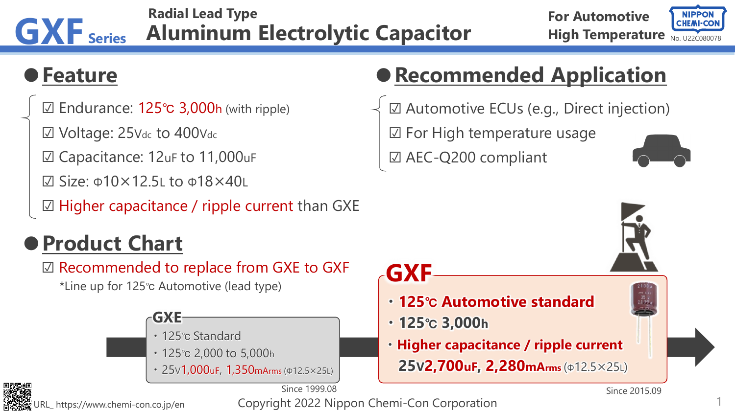# GXF Series

Radial Lead Type

## Aluminum Electrolytic Capacitor

For Automotive
High Temperature

NIPPON CHEMI-CON

No. U22C080078

## Feature

- ☑ Endurance: 125℃ 3,000h (with ripple)
- ☑ Voltage: 25Vdc to 400Vdc
- ☑ Capacitance: 12uF to 11,000uF
- ☑ Size: Φ10×12.5L to Φ18×40L
- ☑ Higher capacitance / ripple current than GXE

## Recommended Application

- ☑ Automotive ECUs (e.g., Direct injection)
- ☑ For High temperature usage
- ☑ AEC-Q200 compliant

## Product Chart

☑ Recommended to replace from GXE to GXF

*Line up for 125℃ Automotive (lead type)

**GXE**

- 125℃ Standard
- 125℃ 2,000 to 5,000h
- 25V1,000uF, 1,350mArms (Φ12.5×25L)

Since 1999.08

**GXF**

- **125℃ Automotive standard**
- **125℃ 3,000h**
- **Higher capacitance / ripple current**
  **25V2,700uF, 2,280mArms** (Φ12.5×25L)

Since 2015.09

URL_ https://www.chemi-con.co.jp/en

Copyright 2022 Nippon Chemi-Con Corporation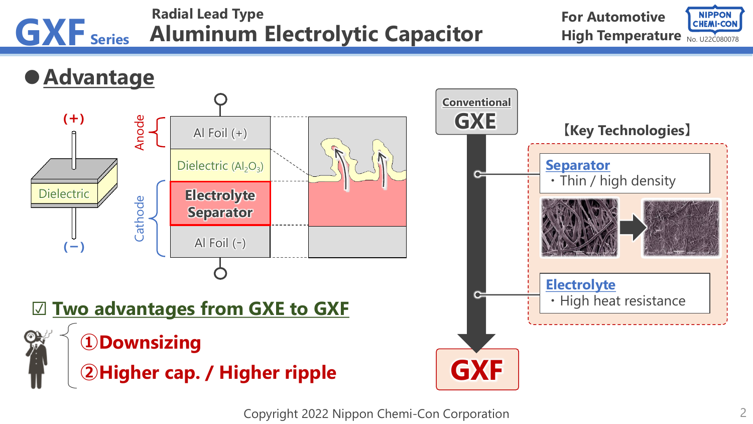# GXF Series

## Radial Lead Type Aluminum Electrolytic Capacitor

For Automotive High Temperature

No. U22C080078

## ● Advantage

(+)

Dielectric

(−)

Anode

- Al Foil (+)
- Dielectric ($Al_2O_3$)

Cathode

- Electrolyte Separator
- Al Foil (-)

Conventional **GXE** → **GXF**

【Key Technologies】

**Separator**
・Thin / high density

**Electrolyte**
・High heat resistance

### ☑ Two advantages from GXE to GXF

①**Downsizing**

②**Higher cap. / Higher ripple**

Copyright 2022 Nippon Chemi-Con Corporation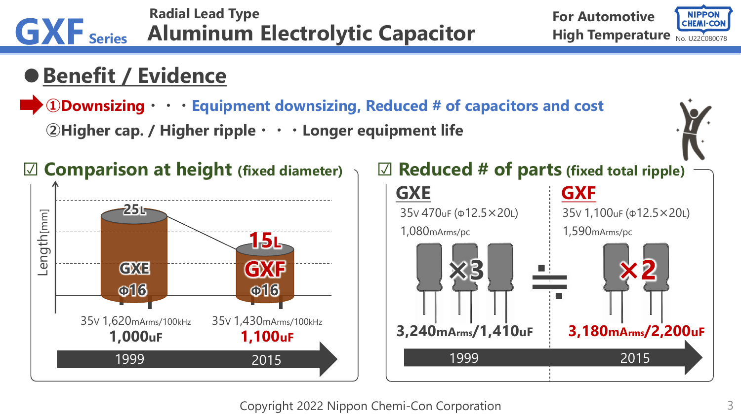# GXF Series

## Radial Lead Type Aluminum Electrolytic Capacitor

For Automotive High Temperature

NIPPON CHEMI-CON No. U22C080078

## ● Benefit / Evidence

①**Downsizing** ・・・ **Equipment downsizing, Reduced # of capacitors and cost**

②**Higher cap. / Higher ripple** ・・・ **Longer equipment life**

### ☑ Comparison at height (fixed diameter)

Length[mm]

| | GXE | GXF |
|---|---|---|
| Size | Φ16, 25L | Φ16, 15L |
| Rating | 35V 1,620mArms/100kHz | 35V 1,430mArms/100kHz |
| Capacitance | **1,000uF** | **1,100uF** |
| Year | 1999 | 2015 |

### ☑ Reduced # of parts (fixed total ripple)

| | GXE | GXF |
|---|---|---|
| Rating | 35V 470uF (Φ12.5×20L) | 35V 1,100uF (Φ12.5×20L) |
| Ripple | 1,080mArms/pc | 1,590mArms/pc |
| Quantity | ×3 | ×2 |
| Total | **3,240mArms/1,410uF** | **3,180mArms/2,200uF** |
| Year | 1999 | 2015 |

GXE ×3 ≒ GXF ×2

Copyright 2022 Nippon Chemi-Con Corporation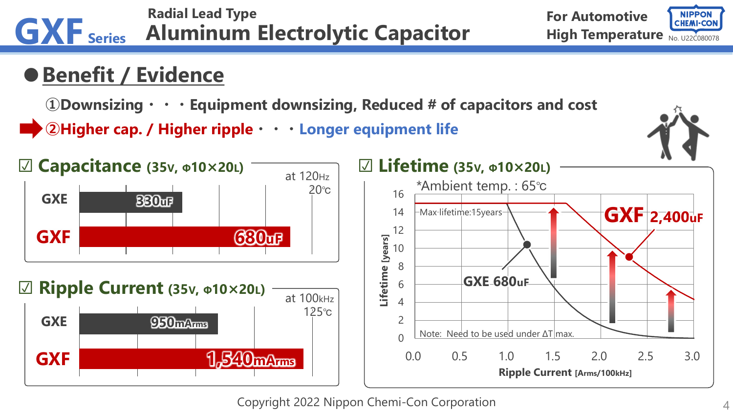# GXF Series

## Radial Lead Type Aluminum Electrolytic Capacitor

For Automotive High Temperature

NIPPON CHEMI-CON No. U22C080078

## ● Benefit / Evidence

①Downsizing・・・Equipment downsizing, Reduced # of capacitors and cost

➡ ②Higher cap. / Higher ripple・・・Longer equipment life

### ☑ Capacitance (35V, Φ10×20L)

at 120Hz
20℃

GXE
330uF

GXF
680uF

### ☑ Ripple Current (35V, Φ10×20L)

at 100kHz
125℃

GXE
950mArms

GXF
1,540mArms

### ☑ Lifetime (35V, Φ10×20L)

*Ambient temp. : 65℃

Max-lifetime:15years

GXF 2,400uF

GXE 680uF

Note: Need to be used under ΔT max.

Lifetime [years]
0
2
4
6
8
10
12
14
16

Ripple Current [Arms/100kHz]
0.0
0.5
1.0
1.5
2.0
2.5
3.0

Copyright 2022 Nippon Chemi-Con Corporation